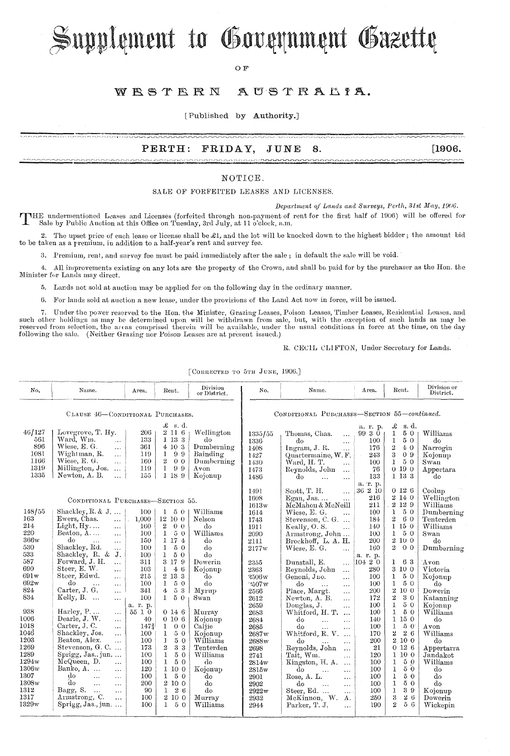# Supplement to Government Gazette

OF

# WESTERN AUSTRALIA.

[Published by Authority.]

## PERTH: FRIDAY, JUNE 8. [1906.

### NOTICE.

SALE OF FORFEITED LEASES AND LICENSES.

*Department of Lands and Surveys, Perth, 31st May, 1906.*

THE undermentioned Leases and Licenses (forfeited through non-payment of rent for the first half of 1906) will be offered for Sale by Public Auction at this Office on Tuesday, 3rd July, at 11 o'clock, a.m.

2. The upset price of each lease or license shall be £1, and the lot will be knocked down to the highest bidder; the amount bid to be taken as a premium, in addition to a half-year's rent and survey fee.

3. Premium, rent, and survey fee must be paid immediately after the sale; in default the sale will be void.

4. All improvements existing on any lots are the property of the Crown, and shall be paid for by the purchaser as the Hon. the Minister for Lands may direct.

5. Lands not sold at auction may be applied for on the following day in the ordinary manner.

6. For lands sold at auction a new lease, under the provisions of the Land Act now in force, will be issued.

7. Under the power reserved to the Hon. the Minister, Grazing Leases, Poison Leases, Timber Leases, Residential Leases, and such other holdings as may be determined upon will be withdrawn from sale, but, with the exception of such lands as may be reserved from selection, the areas comprised therein will be available, under the usual conditions in force at the time, on the day following the sale. (Neither Grazing nor Poison Leases are at present issued.)

R. CECIL CLIFTON, Under Secretary for Lands.

[CORRECTED TO 5TH JUNE, 1906.]

| No. | Name. | Area. | Rent. | Division or District. |
|---|---|---|---|---|
| | CLAUSE 46—CONDITIONAL PURCHASES. | | | |
| | | | £ s. d. | |
| 46/127 | Lovegrove, T. Hy. | 206 | 2 11 6 | Wellington |
| 561 | Ward, Wm. | 133 | 1 13 3 | do |
| 896 | Wiese, E. G. ... | 361 | 4 10 3 | Dumberning |
| 1081 | Wightman, R. ... | 119 | 1 9 9 | Bainding |
| 1166 | Wiese, E. G. ... | 160 | 2 0 0 | Dumberning |
| 1319 | Millington, Jos. ... | 119 | 1 9 9 | Avon |
| 1335 | Newton, A. B. ... | 155 | 1 18 9 | Kojonup |
| | CONDITIONAL PURCHASES—SECTION 55. | | | |
| 148/55 | Shackley, R. & J. ... | 100 | 1 5 0 | Williams |
| 163 | Ewers, Chas. ... | 1,000 | 12 10 0 | Nelson |
| 214 | Light, Hy.... ... | 160 | 2 0 0 | do |
| 220 | Beaton, A.... ... | 100 | 1 5 0 | Williams |
| 366w | do ... ... | 150 | 1 17 4 | do |
| 530 | Shackley, Ed. ... | 100 | 1 5 0 | do |
| 533 | Shackley, R. & J. | 100 | 1 5 0 | do |
| 587 | Forward, J. H. ... | 311 | 3 17 9 | Dowerin |
| 690 | Steer, E. W. ... | 103 | 1 4 6 | Kojonup |
| 691w | Steer, Edwd. ... | 215 | 2 13 3 | do |
| 692w | do ... ... | 100 | 1 5 0 | do |
| 824 | Carter, J. G. ... | 341 | 4 5 3 | Myrup |
| 834 | Kelly, B. ... ... | 100 | 1 5 0 | Swan |
| | | a. r. p. | | |
| 938 | Harley, P.... ... | 55 1 0 | 0 14 6 | Murray |
| 1006 | Dearle, J. W. ... | 40 | 0 10 6 | Kojonup |
| 1018 | Carter, J. C. ... | 147¾ | 1 0 0 | Caljie |
| 1046 | Shackley, Jos. ... | 100 | 1 5 0 | Kojonup |
| 1203 | Beaton, Alex. ... | 100 | 1 5 0 | Williams |
| 1269 | Stevenson, G. C. ... | 173 | 2 3 3 | Tenterden |
| 1289 | Sprigg, Jas., jun. ... | 100 | 1 5 0 | Williams |
| 1294w | McQueen, D. ... | 100 | 1 5 0 | do |
| 1306w | Banko, A. ... ... | 120 | 1 10 0 | Kojonup |
| 1307 | do ... ... | 100 | 1 5 0 | do |
| 1308w | do ... ... | 200 | 2 10 0 | do |
| 1312 | Bagg, S. ... ... | 90 | 1 2 6 | do |
| 1317 | Armstrong, C. ... | 100 | 2 10 0 | Murray |
| 1329w | Sprigg, Jas., jun. ... | 100 | 1 5 0 | Williams |
| | CONDITIONAL PURCHASES—SECTION 55—*continued.* | | | |
| | | a. r. p. | £ s. d. | |
| 1335/55 | Thomas, Chas. ... | 99 3 0 | 1 5 0 | Williams |
| 1336 | do ... ... | 100 | 1 5 0 | do |
| 1408 | Ingram, J. R. ... | 176 | 2 4 0 | Narrogin |
| 1427 | Quartermaine, W. F. | 243 | 3 0 9 | Kojonup |
| 1430 | Ward, H. T. ... | 100 | 1 5 0 | Swan |
| 1473 | Reynolds, John ... | 76 | 0 19 0 | Appertara |
| 1486 | do ... ... | 133 | 1 13 3 | do |
| | | a. r. p. | | |
| 1491 | Scott, T. H. ... | 36 2 10 | 0 12 6 | Coolup |
| 1608 | Egan, Jas.... ... | 216 | 2 14 0 | Wellington |
| 1613w | McMahon & McNeill | 211 | 2 12 9 | Williams |
| 1614 | Wiese, E. G. ... | 100 | 1 5 0 | Dumberning |
| 1743 | Stevenson, C. G. ... | 184 | 2 6 0 | Tenterden |
| 1911 | Keally, O. S. ... | 140 | 1 15 0 | Williams |
| 2090 | Armstrong, John ... | 100 | 1 5 0 | Swan |
| 2111 | Brockhoff, L. A. H. | 200 | 2 10 0 | do |
| 2177w | Wiese, E. G. ... | 160 | 2 0 0 | Dumberning |
| | | a. r. p. | | |
| 2355 | Dunstall, E. ... | 104 2 0 | 1 6 3 | Avon |
| 2363 | Reynolds, John ... | 280 | 3 10 0 | Victoria |
| 2506w | Genoni, Jno. ... | 100 | 1 5 0 | Kojonup |
| 2507w | do ... ... | 100 | 1 5 0 | do |
| 2566 | Place, Margt. ... | 200 | 2 10 0 | Dowerin |
| 2612 | Newton, A. B. ... | 172 | 2 3 0 | Katanning |
| 2659 | Douglas, J. ... | 100 | 1 5 0 | Kojonup |
| 2683 | Whitford, H. T. ... | 100 | 1 5 0 | Williams |
| 2684 | do ... ... | 140 | 1 15 0 | do |
| 2685 | do ... ... | 100 | 1 5 0 | Avon |
| 2687w | Whitford, R. V. ... | 170 | 2 2 6 | Williams |
| 2688w | do ... ... | 200 | 2 10 0 | do |
| 2698 | Reynolds, John ... | 21 | 0 12 6 | Appertarra |
| 2741 | Tait, Wm. ... | 120 | 1 10 0 | Jandakot |
| 2814w | Kingston, H. A. ... | 100 | 1 5 0 | Williams |
| 2815w | do ... ... | 100 | 1 5 0 | do |
| 2901 | Rose, A. L. ... | 100 | 1 5 0 | do |
| 2902 | do ... ... | 100 | 1 5 0 | do |
| 2922w | Steer, Ed. ... | 100 | 1 3 9 | Kojonup |
| 2932 | McKinnon, W. A. | 250 | 3 2 6 | Dowerin |
| 2944 | Parker, T. J. ... | 190 | 2 5 6 | Wickepin |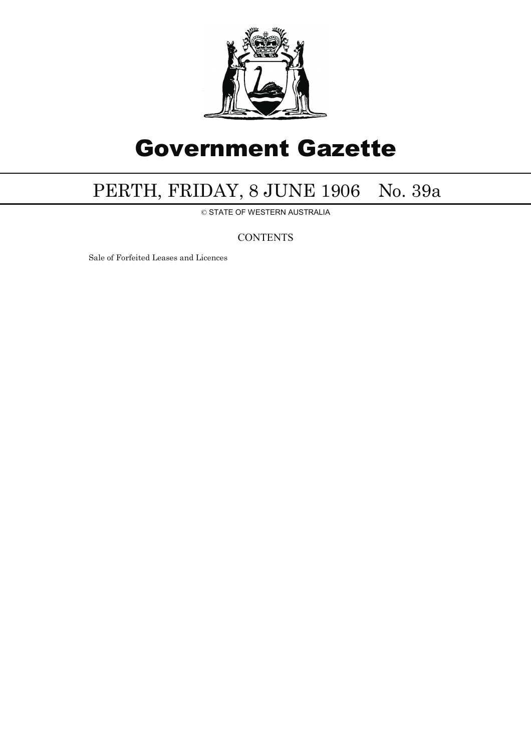# Government Gazette

## PERTH, FRIDAY, 8 JUNE 1906 No. 39a

© STATE OF WESTERN AUSTRALIA

CONTENTS

Sale of Forfeited Leases and Licences